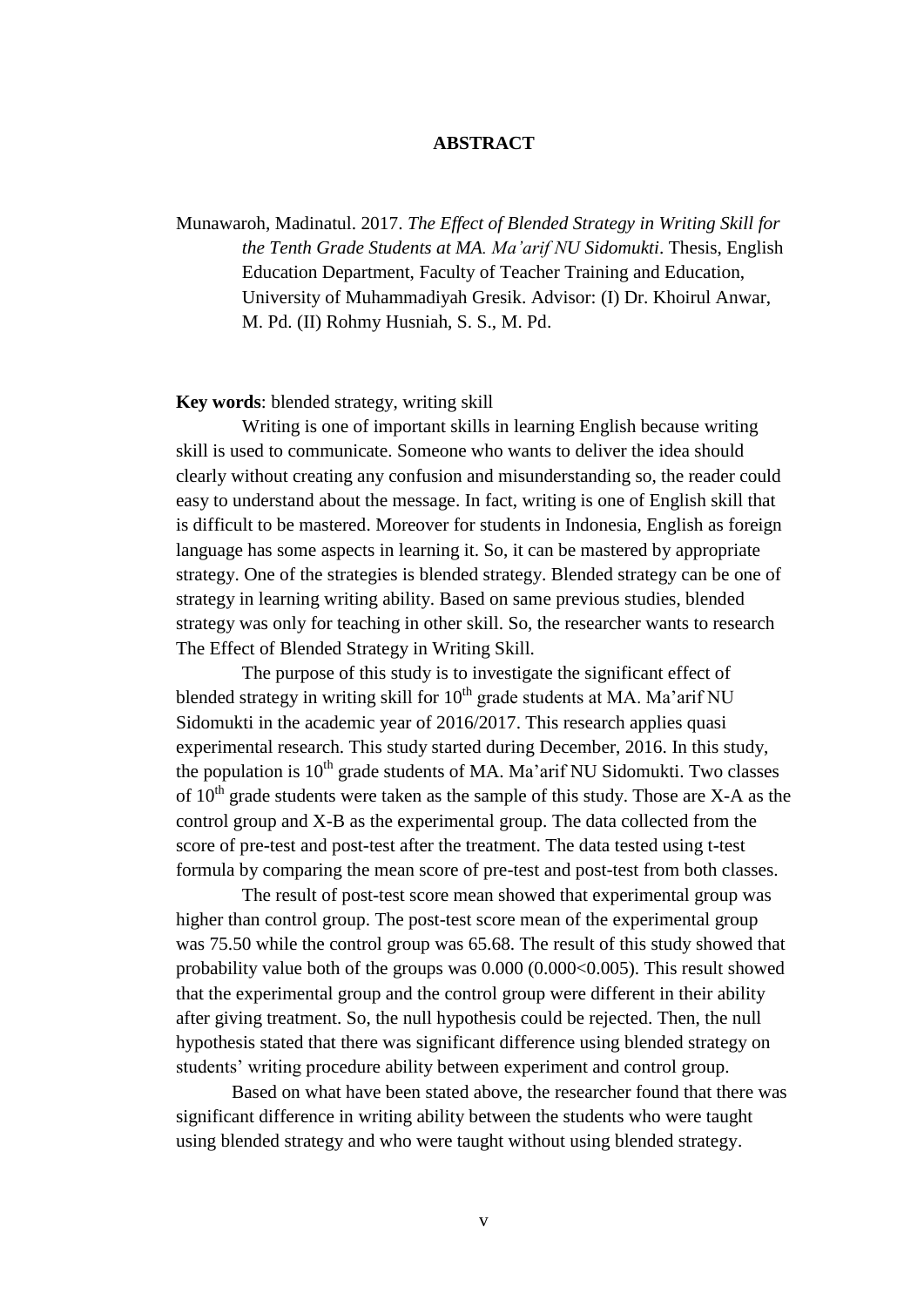# ABSTRACT

Munawaroh, Madinatul. 2017. *The Effect of Blended Strategy in Writing Skill for the Tenth Grade Students at MA. Ma'arif NU Sidomukti*. Thesis, English Education Department, Faculty of Teacher Training and Education, University of Muhammadiyah Gresik. Advisor: (I) Dr. Khoirul Anwar, M. Pd. (II) Rohmy Husniah, S. S., M. Pd.

**Key words**: blended strategy, writing skill

Writing is one of important skills in learning English because writing skill is used to communicate. Someone who wants to deliver the idea should clearly without creating any confusion and misunderstanding so, the reader could easy to understand about the message. In fact, writing is one of English skill that is difficult to be mastered. Moreover for students in Indonesia, English as foreign language has some aspects in learning it. So, it can be mastered by appropriate strategy. One of the strategies is blended strategy. Blended strategy can be one of strategy in learning writing ability. Based on same previous studies, blended strategy was only for teaching in other skill. So, the researcher wants to research The Effect of Blended Strategy in Writing Skill.

The purpose of this study is to investigate the significant effect of blended strategy in writing skill for 10th grade students at MA. Ma'arif NU Sidomukti in the academic year of 2016/2017. This research applies quasi experimental research. This study started during December, 2016. In this study, the population is 10th grade students of MA. Ma'arif NU Sidomukti. Two classes of 10th grade students were taken as the sample of this study. Those are X-A as the control group and X-B as the experimental group. The data collected from the score of pre-test and post-test after the treatment. The data tested using t-test formula by comparing the mean score of pre-test and post-test from both classes.

The result of post-test score mean showed that experimental group was higher than control group. The post-test score mean of the experimental group was 75.50 while the control group was 65.68. The result of this study showed that probability value both of the groups was 0.000 ($0.000<0.005$). This result showed that the experimental group and the control group were different in their ability after giving treatment. So, the null hypothesis could be rejected. Then, the null hypothesis stated that there was significant difference using blended strategy on students' writing procedure ability between experiment and control group.

Based on what have been stated above, the researcher found that there was significant difference in writing ability between the students who were taught using blended strategy and who were taught without using blended strategy.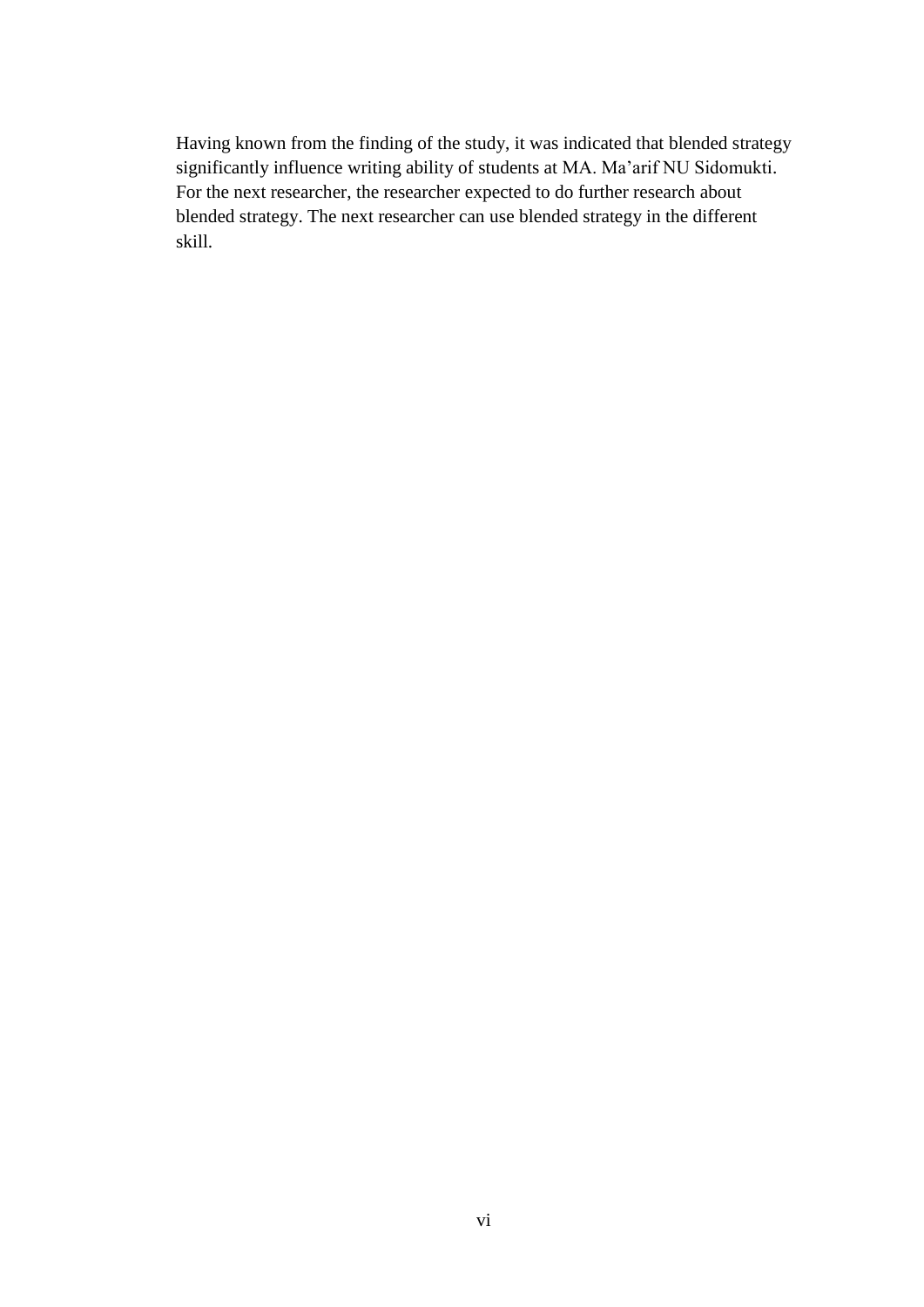Having known from the finding of the study, it was indicated that blended strategy significantly influence writing ability of students at MA. Ma'arif NU Sidomukti. For the next researcher, the researcher expected to do further research about blended strategy. The next researcher can use blended strategy in the different skill.